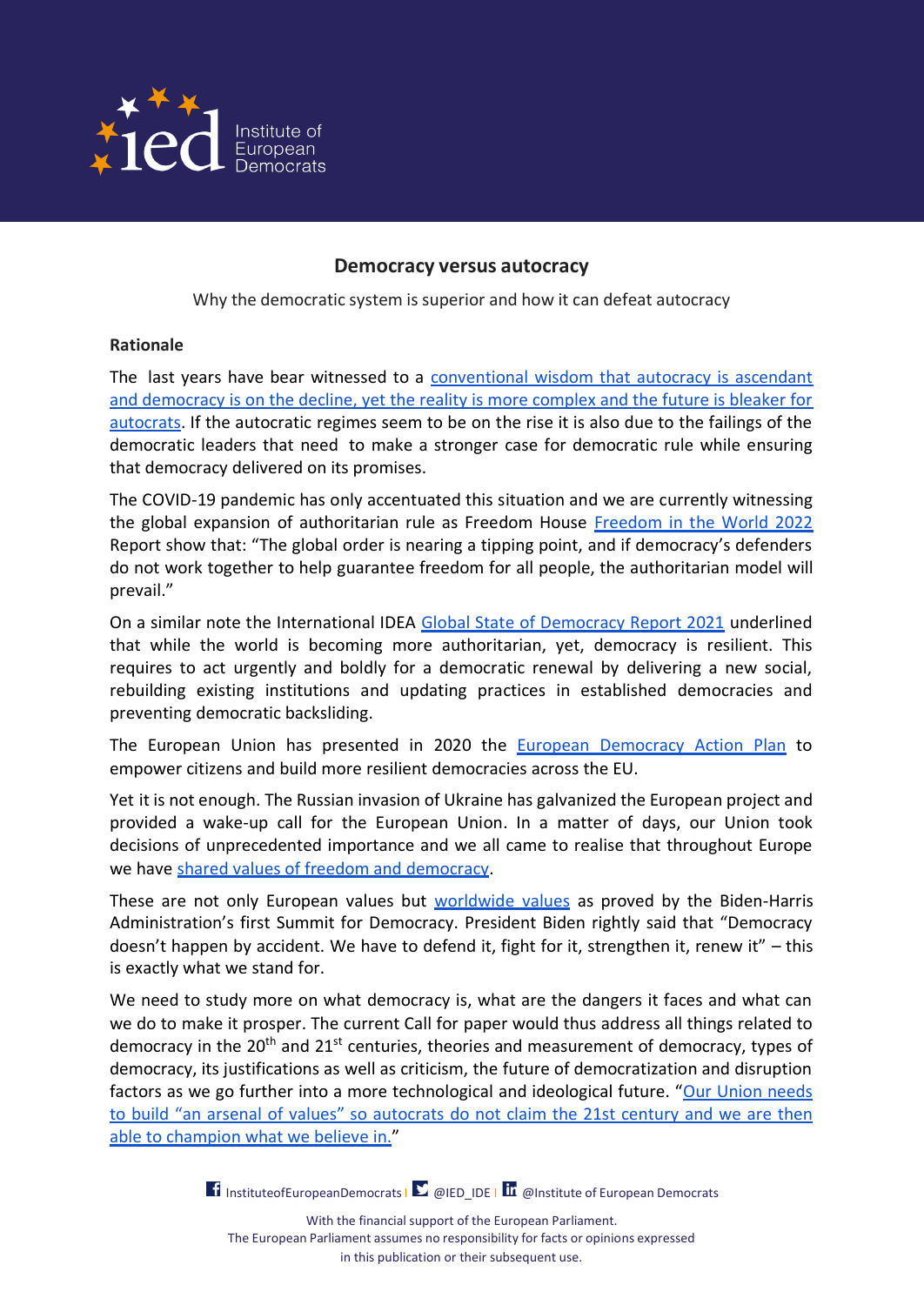Institute of European Democrats

## Democracy versus autocracy

Why the democratic system is superior and how it can defeat autocracy

**Rationale**

The last years have bear witnessed to a conventional wisdom that autocracy is ascendant and democracy is on the decline, yet the reality is more complex and the future is bleaker for autocrats. If the autocratic regimes seem to be on the rise it is also due to the failings of the democratic leaders that need to make a stronger case for democratic rule while ensuring that democracy delivered on its promises.

The COVID-19 pandemic has only accentuated this situation and we are currently witnessing the global expansion of authoritarian rule as Freedom House Freedom in the World 2022 Report show that: "The global order is nearing a tipping point, and if democracy's defenders do not work together to help guarantee freedom for all people, the authoritarian model will prevail."

On a similar note the International IDEA Global State of Democracy Report 2021 underlined that while the world is becoming more authoritarian, yet, democracy is resilient. This requires to act urgently and boldly for a democratic renewal by delivering a new social, rebuilding existing institutions and updating practices in established democracies and preventing democratic backsliding.

The European Union has presented in 2020 the European Democracy Action Plan to empower citizens and build more resilient democracies across the EU.

Yet it is not enough. The Russian invasion of Ukraine has galvanized the European project and provided a wake-up call for the European Union. In a matter of days, our Union took decisions of unprecedented importance and we all came to realise that throughout Europe we have shared values of freedom and democracy.

These are not only European values but worldwide values as proved by the Biden-Harris Administration's first Summit for Democracy. President Biden rightly said that "Democracy doesn't happen by accident. We have to defend it, fight for it, strengthen it, renew it" – this is exactly what we stand for.

We need to study more on what democracy is, what are the dangers it faces and what can we do to make it prosper. The current Call for paper would thus address all things related to democracy in the 20th and 21st centuries, theories and measurement of democracy, types of democracy, its justifications as well as criticism, the future of democratization and disruption factors as we go further into a more technological and ideological future. "Our Union needs to build "an arsenal of values" so autocrats do not claim the 21st century and we are then able to champion what we believe in."

InstituteofEuropeanDemocrats | @IED_IDE | @Institute of European Democrats

With the financial support of the European Parliament.
The European Parliament assumes no responsibility for facts or opinions expressed in this publication or their subsequent use.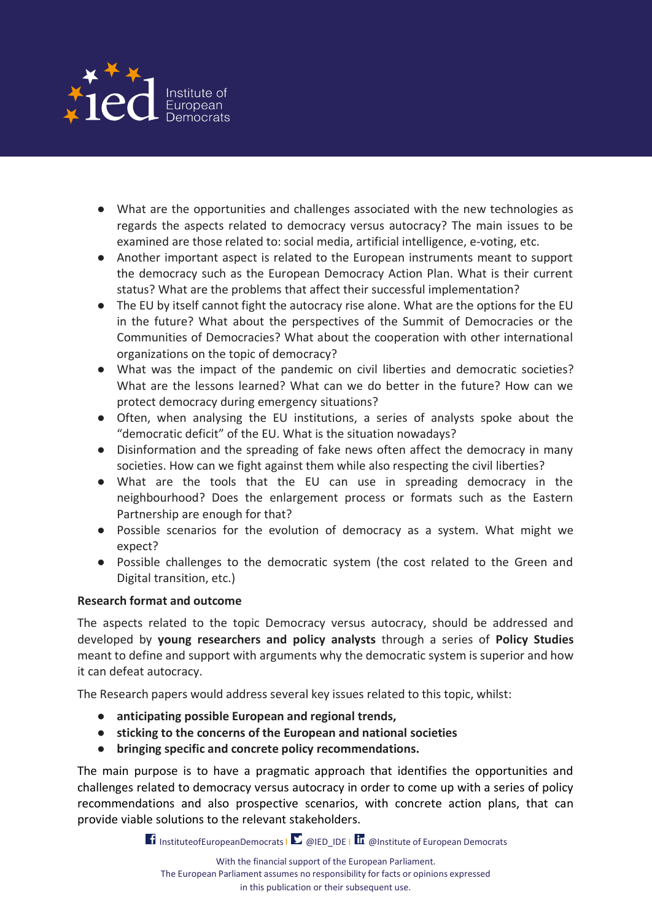- What are the opportunities and challenges associated with the new technologies as regards the aspects related to democracy versus autocracy? The main issues to be examined are those related to: social media, artificial intelligence, e-voting, etc.
- Another important aspect is related to the European instruments meant to support the democracy such as the European Democracy Action Plan. What is their current status? What are the problems that affect their successful implementation?
- The EU by itself cannot fight the autocracy rise alone. What are the options for the EU in the future? What about the perspectives of the Summit of Democracies or the Communities of Democracies? What about the cooperation with other international organizations on the topic of democracy?
- What was the impact of the pandemic on civil liberties and democratic societies? What are the lessons learned? What can we do better in the future? How can we protect democracy during emergency situations?
- Often, when analysing the EU institutions, a series of analysts spoke about the "democratic deficit" of the EU. What is the situation nowadays?
- Disinformation and the spreading of fake news often affect the democracy in many societies. How can we fight against them while also respecting the civil liberties?
- What are the tools that the EU can use in spreading democracy in the neighbourhood? Does the enlargement process or formats such as the Eastern Partnership are enough for that?
- Possible scenarios for the evolution of democracy as a system. What might we expect?
- Possible challenges to the democratic system (the cost related to the Green and Digital transition, etc.)

**Research format and outcome**

The aspects related to the topic Democracy versus autocracy, should be addressed and developed by **young researchers and policy analysts** through a series of **Policy Studies** meant to define and support with arguments why the democratic system is superior and how it can defeat autocracy.

The Research papers would address several key issues related to this topic, whilst:

- **anticipating possible European and regional trends,**
- **sticking to the concerns of the European and national societies**
- **bringing specific and concrete policy recommendations.**

The main purpose is to have a pragmatic approach that identifies the opportunities and challenges related to democracy versus autocracy in order to come up with a series of policy recommendations and also prospective scenarios, with concrete action plans, that can provide viable solutions to the relevant stakeholders.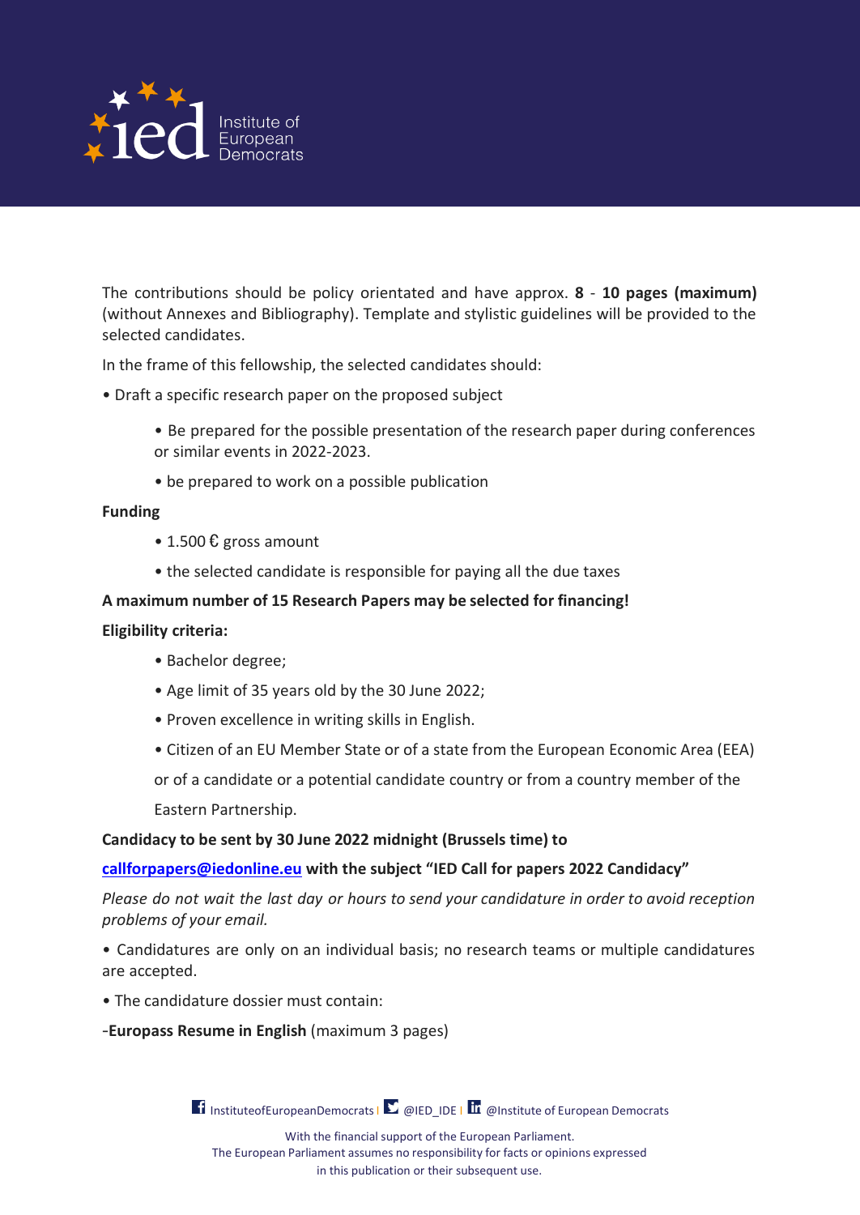The contributions should be policy orientated and have approx. **8** - **10 pages (maximum)** (without Annexes and Bibliography). Template and stylistic guidelines will be provided to the selected candidates.

In the frame of this fellowship, the selected candidates should:

- Draft a specific research paper on the proposed subject
    - Be prepared for the possible presentation of the research paper during conferences or similar events in 2022-2023.
    - be prepared to work on a possible publication

**Funding**

- 1.500 € gross amount
- the selected candidate is responsible for paying all the due taxes

**A maximum number of 15 Research Papers may be selected for financing!**

**Eligibility criteria:**

- Bachelor degree;
- Age limit of 35 years old by the 30 June 2022;
- Proven excellence in writing skills in English.
- Citizen of an EU Member State or of a state from the European Economic Area (EEA) or of a candidate or a potential candidate country or from a country member of the Eastern Partnership.

**Candidacy to be sent by 30 June 2022 midnight (Brussels time) to**

**callforpapers@iedonline.eu with the subject "IED Call for papers 2022 Candidacy"**

*Please do not wait the last day or hours to send your candidature in order to avoid reception problems of your email.*

- Candidatures are only on an individual basis; no research teams or multiple candidatures are accepted.
- The candidature dossier must contain:

-**Europass Resume in English** (maximum 3 pages)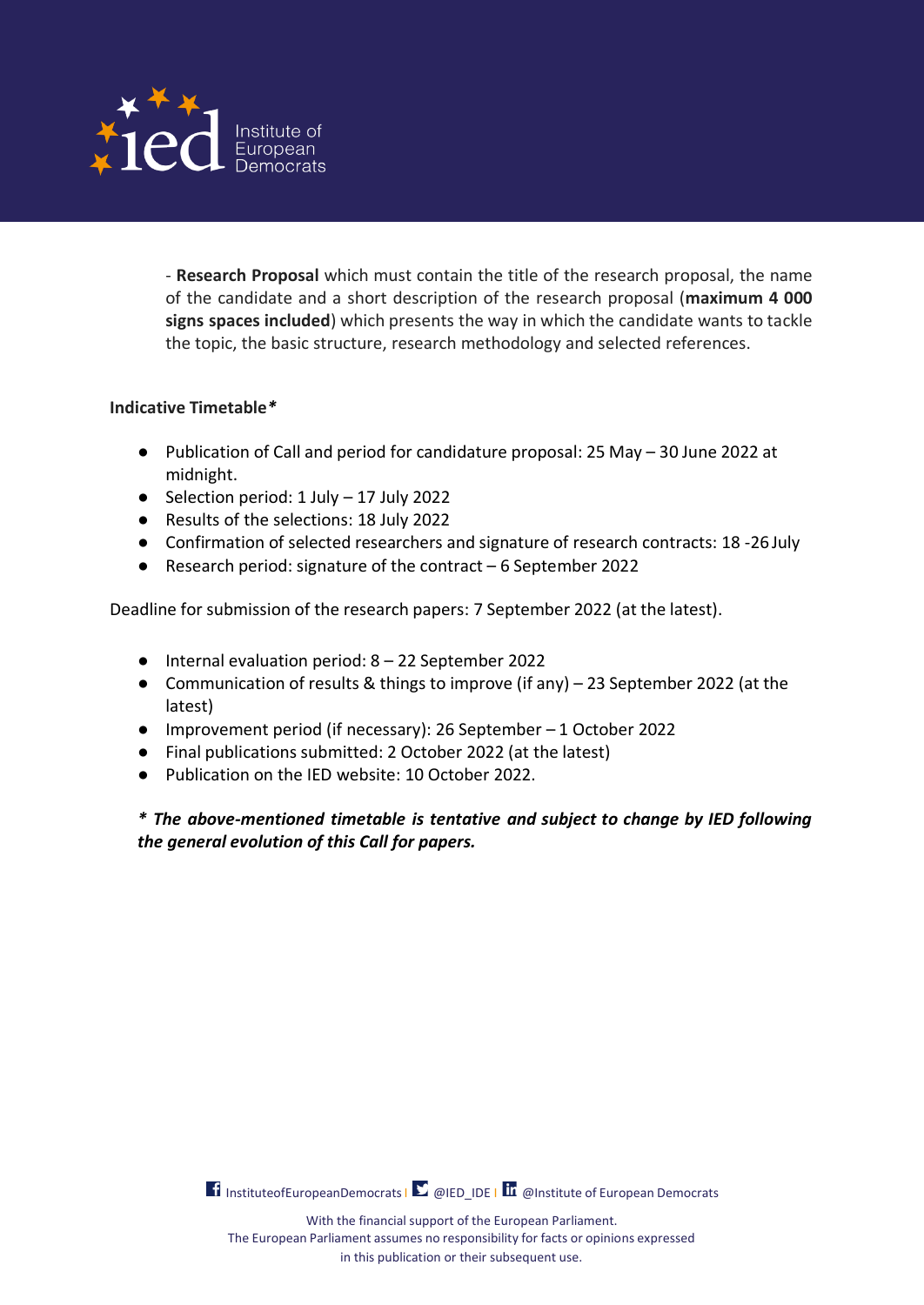- **Research Proposal** which must contain the title of the research proposal, the name of the candidate and a short description of the research proposal (**maximum 4 000 signs spaces included**) which presents the way in which the candidate wants to tackle the topic, the basic structure, research methodology and selected references.

**Indicative Timetable*** 

- Publication of Call and period for candidature proposal: 25 May – 30 June 2022 at midnight.
- Selection period: 1 July – 17 July 2022
- Results of the selections: 18 July 2022
- Confirmation of selected researchers and signature of research contracts: 18 -26 July
- Research period: signature of the contract – 6 September 2022

Deadline for submission of the research papers: 7 September 2022 (at the latest).

- Internal evaluation period: 8 – 22 September 2022
- Communication of results & things to improve (if any) – 23 September 2022 (at the latest)
- Improvement period (if necessary): 26 September – 1 October 2022
- Final publications submitted: 2 October 2022 (at the latest)
- Publication on the IED website: 10 October 2022.

***\* The above-mentioned timetable is tentative and subject to change by IED following the general evolution of this Call for papers.***